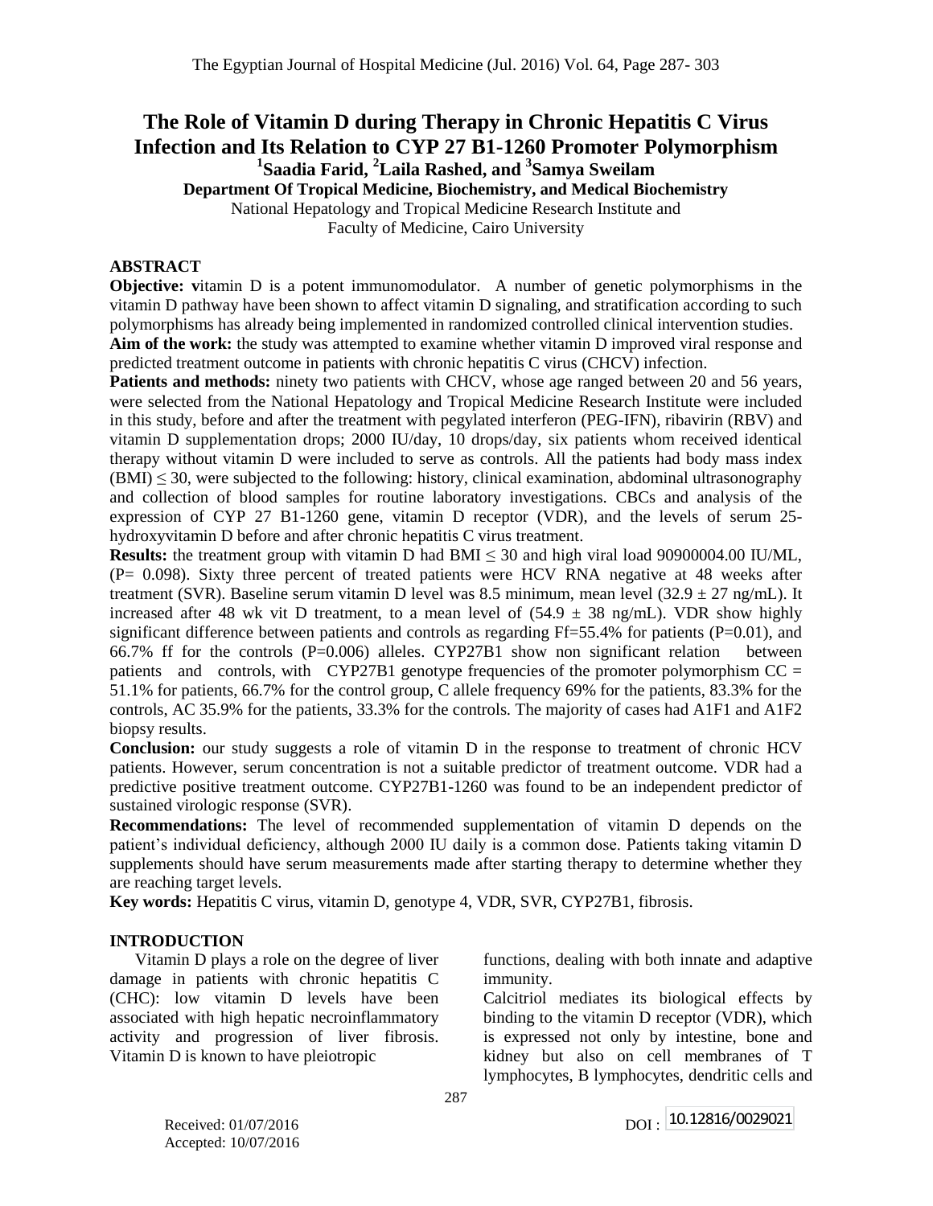# The Role of Vitamin D during Therapy in Chronic Hepatitis C Virus Infection and Its Relation to CYP 27 B1-1260 Promoter Polymorphism

**[1]Saadia Farid, [2]Laila Rashed, and [3]Samya Sweilam**

**Department Of Tropical Medicine, Biochemistry, and Medical Biochemistry**

National Hepatology and Tropical Medicine Research Institute and
Faculty of Medicine, Cairo University

## ABSTRACT

**Objective:** **v**itamin D is a potent immunomodulator. A number of genetic polymorphisms in the vitamin D pathway have been shown to affect vitamin D signaling, and stratification according to such polymorphisms has already being implemented in randomized controlled clinical intervention studies.

**Aim of the work:** the study was attempted to examine whether vitamin D improved viral response and predicted treatment outcome in patients with chronic hepatitis C virus (CHCV) infection.

**Patients and methods:** ninety two patients with CHCV, whose age ranged between 20 and 56 years, were selected from the National Hepatology and Tropical Medicine Research Institute were included in this study, before and after the treatment with pegylated interferon (PEG-IFN), ribavirin (RBV) and vitamin D supplementation drops; 2000 IU/day, 10 drops/day, six patients whom received identical therapy without vitamin D were included to serve as controls. All the patients had body mass index (BMI) ≤ 30, were subjected to the following: history, clinical examination, abdominal ultrasonography and collection of blood samples for routine laboratory investigations. CBCs and analysis of the expression of CYP 27 B1-1260 gene, vitamin D receptor (VDR), and the levels of serum 25-hydroxyvitamin D before and after chronic hepatitis C virus treatment.

**Results:** the treatment group with vitamin D had BMI ≤ 30 and high viral load 90900004.00 IU/ML, (P= 0.098). Sixty three percent of treated patients were HCV RNA negative at 48 weeks after treatment (SVR). Baseline serum vitamin D level was 8.5 minimum, mean level (32.9 ± 27 ng/mL). It increased after 48 wk vit D treatment, to a mean level of (54.9 ± 38 ng/mL). VDR show highly significant difference between patients and controls as regarding Ff=55.4% for patients (P=0.01), and 66.7% ff for the controls (P=0.006) alleles. CYP27B1 show non significant relation between patients and controls, with CYP27B1 genotype frequencies of the promoter polymorphism CC = 51.1% for patients, 66.7% for the control group, C allele frequency 69% for the patients, 83.3% for the controls, AC 35.9% for the patients, 33.3% for the controls. The majority of cases had A1F1 and A1F2 biopsy results.

**Conclusion:** our study suggests a role of vitamin D in the response to treatment of chronic HCV patients. However, serum concentration is not a suitable predictor of treatment outcome. VDR had a predictive positive treatment outcome. CYP27B1-1260 was found to be an independent predictor of sustained virologic response (SVR).

**Recommendations:** The level of recommended supplementation of vitamin D depends on the patient's individual deficiency, although 2000 IU daily is a common dose. Patients taking vitamin D supplements should have serum measurements made after starting therapy to determine whether they are reaching target levels.

**Key words:** Hepatitis C virus, vitamin D, genotype 4, VDR, SVR, CYP27B1, fibrosis.

## INTRODUCTION

Vitamin D plays a role on the degree of liver damage in patients with chronic hepatitis C (CHC): low vitamin D levels have been associated with high hepatic necroinflammatory activity and progression of liver fibrosis. Vitamin D is known to have pleiotropic functions, dealing with both innate and adaptive immunity.

Calcitriol mediates its biological effects by binding to the vitamin D receptor (VDR), which is expressed not only by intestine, bone and kidney but also on cell membranes of T lymphocytes, B lymphocytes, dendritic cells and

Received: 01/07/2016
Accepted: 10/07/2016

DOI : 10.12816/0029021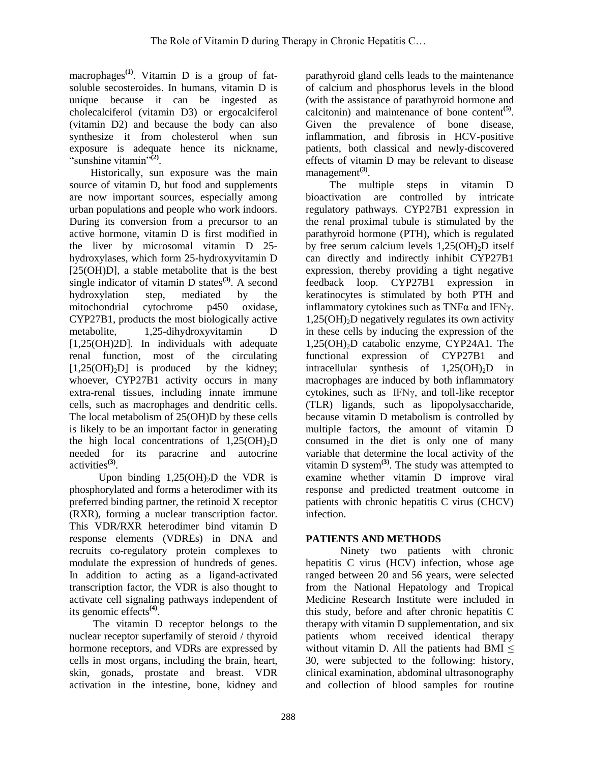macrophages[1]. Vitamin D is a group of fat-soluble secosteroides. In humans, vitamin D is unique because it can be ingested as cholecalciferol (vitamin D3) or ergocalciferol (vitamin D2) and because the body can also synthesize it from cholesterol when sun exposure is adequate hence its nickname, "sunshine vitamin"[2].

Historically, sun exposure was the main source of vitamin D, but food and supplements are now important sources, especially among urban populations and people who work indoors. During its conversion from a precursor to an active hormone, vitamin D is first modified in the liver by microsomal vitamin D 25-hydroxylases, which form 25-hydroxyvitamin D [25(OH)D], a stable metabolite that is the best single indicator of vitamin D states[3]. A second hydroxylation step, mediated by the mitochondrial cytochrome p450 oxidase, CYP27B1, products the most biologically active metabolite, 1,25-dihydroxyvitamin D [1,25(OH)2D]. In individuals with adequate renal function, most of the circulating [$1,25(OH)_2D$] is produced by the kidney; whoever, CYP27B1 activity occurs in many extra-renal tissues, including innate immune cells, such as macrophages and dendritic cells. The local metabolism of 25(OH)D by these cells is likely to be an important factor in generating the high local concentrations of $1,25(OH)_2D$ needed for its paracrine and autocrine activities[3].

Upon binding $1,25(OH)_2D$ the VDR is phosphorylated and forms a heterodimer with its preferred binding partner, the retinoid X receptor (RXR), forming a nuclear transcription factor. This VDR/RXR heterodimer bind vitamin D response elements (VDREs) in DNA and recruits co-regulatory protein complexes to modulate the expression of hundreds of genes. In addition to acting as a ligand-activated transcription factor, the VDR is also thought to activate cell signaling pathways independent of its genomic effects[4].

The vitamin D receptor belongs to the nuclear receptor superfamily of steroid / thyroid hormone receptors, and VDRs are expressed by cells in most organs, including the brain, heart, skin, gonads, prostate and breast. VDR activation in the intestine, bone, kidney and parathyroid gland cells leads to the maintenance of calcium and phosphorus levels in the blood (with the assistance of parathyroid hormone and calcitonin) and maintenance of bone content[5]. Given the prevalence of bone disease, inflammation, and fibrosis in HCV-positive patients, both classical and newly-discovered effects of vitamin D may be relevant to disease management[3].

The multiple steps in vitamin D bioactivation are controlled by intricate regulatory pathways. CYP27B1 expression in the renal proximal tubule is stimulated by the parathyroid hormone (PTH), which is regulated by free serum calcium levels $1,25(OH)_2D$ itself can directly and indirectly inhibit CYP27B1 expression, thereby providing a tight negative feedback loop. CYP27B1 expression in keratinocytes is stimulated by both PTH and inflammatory cytokines such as TNFα and IFNγ. $1,25(OH)_2D$ negatively regulates its own activity in these cells by inducing the expression of the $1,25(OH)_2D$ catabolic enzyme, CYP24A1. The functional expression of CYP27B1 and intracellular synthesis of $1,25(OH)_2D$ in macrophages are induced by both inflammatory cytokines, such as IFNγ, and toll-like receptor (TLR) ligands, such as lipopolysaccharide, because vitamin D metabolism is controlled by multiple factors, the amount of vitamin D consumed in the diet is only one of many variable that determine the local activity of the vitamin D system[3]. The study was attempted to examine whether vitamin D improve viral response and predicted treatment outcome in patients with chronic hepatitis C virus (CHCV) infection.

## PATIENTS AND METHODS

Ninety two patients with chronic hepatitis C virus (HCV) infection, whose age ranged between 20 and 56 years, were selected from the National Hepatology and Tropical Medicine Research Institute were included in this study, before and after chronic hepatitis C therapy with vitamin D supplementation, and six patients whom received identical therapy without vitamin D. All the patients had BMI $\leq$ 30, were subjected to the following: history, clinical examination, abdominal ultrasonography and collection of blood samples for routine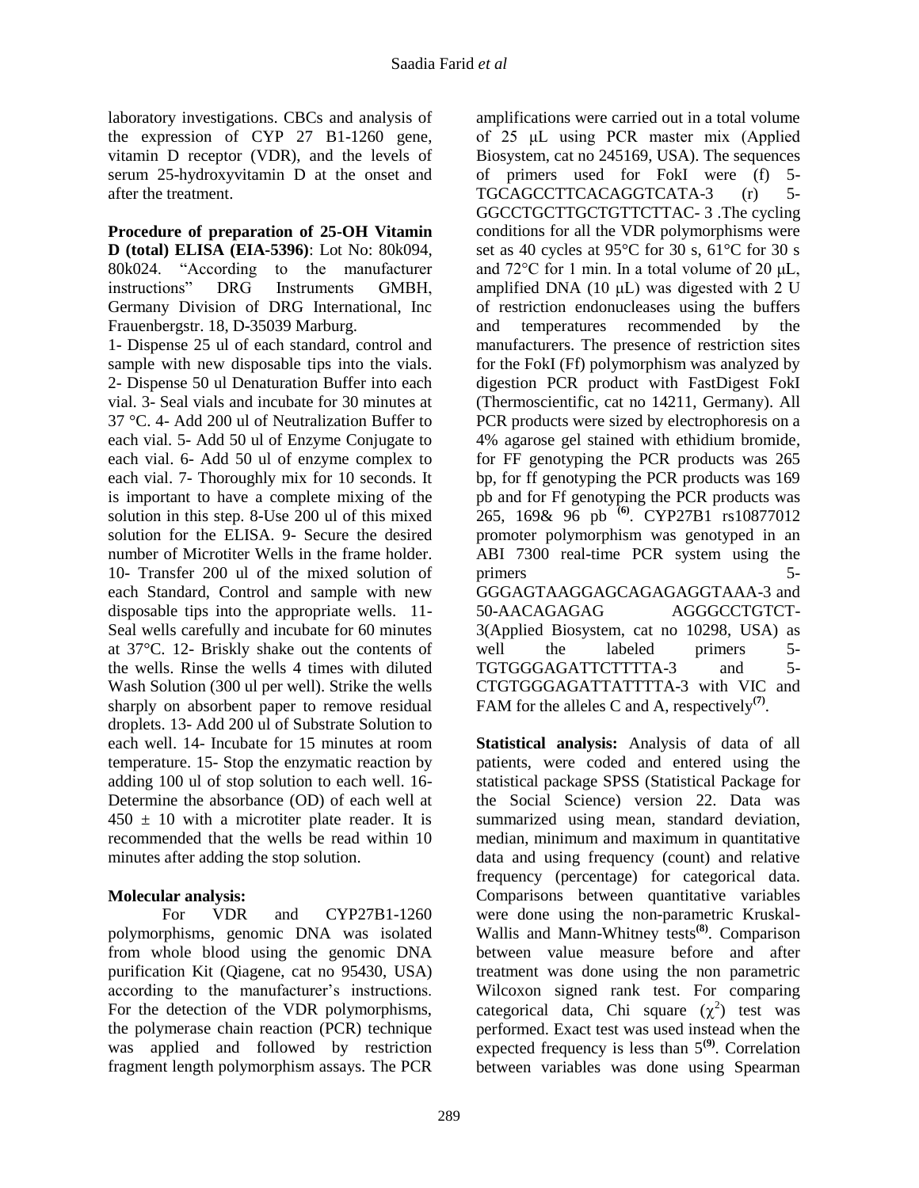laboratory investigations. CBCs and analysis of the expression of CYP 27 B1-1260 gene, vitamin D receptor (VDR), and the levels of serum 25-hydroxyvitamin D at the onset and after the treatment.

**Procedure of preparation of 25-OH Vitamin D (total) ELISA (EIA-5396)**: Lot No: 80k094, 80k024. "According to the manufacturer instructions" DRG Instruments GMBH, Germany Division of DRG International, Inc Frauenbergstr. 18, D-35039 Marburg.

1- Dispense 25 ul of each standard, control and sample with new disposable tips into the vials. 2- Dispense 50 ul Denaturation Buffer into each vial. 3- Seal vials and incubate for 30 minutes at 37 °C. 4- Add 200 ul of Neutralization Buffer to each vial. 5- Add 50 ul of Enzyme Conjugate to each vial. 6- Add 50 ul of enzyme complex to each vial. 7- Thoroughly mix for 10 seconds. It is important to have a complete mixing of the solution in this step. 8-Use 200 ul of this mixed solution for the ELISA. 9- Secure the desired number of Microtiter Wells in the frame holder. 10- Transfer 200 ul of the mixed solution of each Standard, Control and sample with new disposable tips into the appropriate wells. 11- Seal wells carefully and incubate for 60 minutes at 37°C. 12- Briskly shake out the contents of the wells. Rinse the wells 4 times with diluted Wash Solution (300 ul per well). Strike the wells sharply on absorbent paper to remove residual droplets. 13- Add 200 ul of Substrate Solution to each well. 14- Incubate for 15 minutes at room temperature. 15- Stop the enzymatic reaction by adding 100 ul of stop solution to each well. 16- Determine the absorbance (OD) of each well at 450 ± 10 with a microtiter plate reader. It is recommended that the wells be read within 10 minutes after adding the stop solution.

**Molecular analysis:**

For VDR and CYP27B1-1260 polymorphisms, genomic DNA was isolated from whole blood using the genomic DNA purification Kit (Qiagene, cat no 95430, USA) according to the manufacturer's instructions. For the detection of the VDR polymorphisms, the polymerase chain reaction (PCR) technique was applied and followed by restriction fragment length polymorphism assays. The PCR amplifications were carried out in a total volume of 25 μL using PCR master mix (Applied Biosystem, cat no 245169, USA). The sequences of primers used for FokI were (f) 5-TGCAGCCTTCACAGGTCATA-3 (r) 5-GGCCTGCTTGCTGTTCTTAC- 3 .The cycling conditions for all the VDR polymorphisms were set as 40 cycles at 95°C for 30 s, 61°C for 30 s and 72°C for 1 min. In a total volume of 20 μL, amplified DNA (10 μL) was digested with 2 U of restriction endonucleases using the buffers and temperatures recommended by the manufacturers. The presence of restriction sites for the FokI (Ff) polymorphism was analyzed by digestion PCR product with FastDigest FokI (Thermoscientific, cat no 14211, Germany). All PCR products were sized by electrophoresis on a 4% agarose gel stained with ethidium bromide, for FF genotyping the PCR products was 265 bp, for ff genotyping the PCR products was 169 pb and for Ff genotyping the PCR products was 265, 169& 96 pb [6]. CYP27B1 rs10877012 promoter polymorphism was genotyped in an ABI 7300 real-time PCR system using the primers 5-GGGAGTAAGGAGCAGAGAGGTAAA-3 and 50-AACAGAGAG AGGGCCTGTCT-3(Applied Biosystem, cat no 10298, USA) as well the labeled primers 5-TGTGGGAGATTCTTTTA-3 and 5-CTGTGGGAGATTATTTTA-3 with VIC and FAM for the alleles C and A, respectively[7].

**Statistical analysis:** Analysis of data of all patients, were coded and entered using the statistical package SPSS (Statistical Package for the Social Science) version 22. Data was summarized using mean, standard deviation, median, minimum and maximum in quantitative data and using frequency (count) and relative frequency (percentage) for categorical data. Comparisons between quantitative variables were done using the non-parametric Kruskal-Wallis and Mann-Whitney tests[8]. Comparison between value measure before and after treatment was done using the non parametric Wilcoxon signed rank test. For comparing categorical data, Chi square ($\chi^2$) test was performed. Exact test was used instead when the expected frequency is less than 5[9]. Correlation between variables was done using Spearman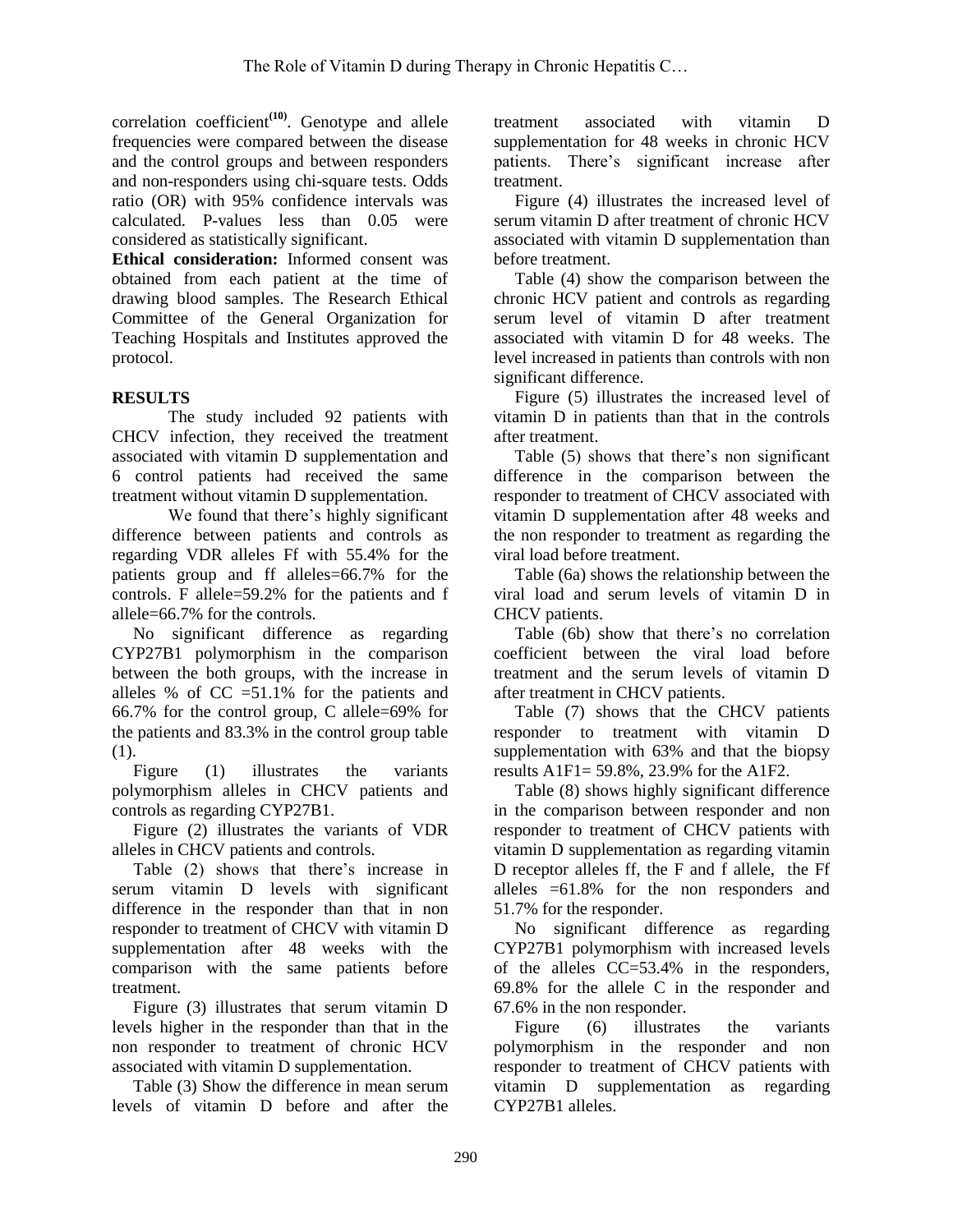correlation coefficient[10]. Genotype and allele frequencies were compared between the disease and the control groups and between responders and non-responders using chi-square tests. Odds ratio (OR) with 95% confidence intervals was calculated. P-values less than 0.05 were considered as statistically significant.

**Ethical consideration:** Informed consent was obtained from each patient at the time of drawing blood samples. The Research Ethical Committee of the General Organization for Teaching Hospitals and Institutes approved the protocol.

## RESULTS

The study included 92 patients with CHCV infection, they received the treatment associated with vitamin D supplementation and 6 control patients had received the same treatment without vitamin D supplementation.

We found that there's highly significant difference between patients and controls as regarding VDR alleles Ff with 55.4% for the patients group and ff alleles=66.7% for the controls. F allele=59.2% for the patients and f allele=66.7% for the controls.

No significant difference as regarding CYP27B1 polymorphism in the comparison between the both groups, with the increase in alleles % of CC =51.1% for the patients and 66.7% for the control group, C allele=69% for the patients and 83.3% in the control group table (1).

Figure (1) illustrates the variants polymorphism alleles in CHCV patients and controls as regarding CYP27B1.

Figure (2) illustrates the variants of VDR alleles in CHCV patients and controls.

Table (2) shows that there's increase in serum vitamin D levels with significant difference in the responder than that in non responder to treatment of CHCV with vitamin D supplementation after 48 weeks with the comparison with the same patients before treatment.

Figure (3) illustrates that serum vitamin D levels higher in the responder than that in the non responder to treatment of chronic HCV associated with vitamin D supplementation.

Table (3) Show the difference in mean serum levels of vitamin D before and after the treatment associated with vitamin D supplementation for 48 weeks in chronic HCV patients. There's significant increase after treatment.

Figure (4) illustrates the increased level of serum vitamin D after treatment of chronic HCV associated with vitamin D supplementation than before treatment.

Table (4) show the comparison between the chronic HCV patient and controls as regarding serum level of vitamin D after treatment associated with vitamin D for 48 weeks. The level increased in patients than controls with non significant difference.

Figure (5) illustrates the increased level of vitamin D in patients than that in the controls after treatment.

Table (5) shows that there's non significant difference in the comparison between the responder to treatment of CHCV associated with vitamin D supplementation after 48 weeks and the non responder to treatment as regarding the viral load before treatment.

Table (6a) shows the relationship between the viral load and serum levels of vitamin D in CHCV patients.

Table (6b) show that there's no correlation coefficient between the viral load before treatment and the serum levels of vitamin D after treatment in CHCV patients.

Table (7) shows that the CHCV patients responder to treatment with vitamin D supplementation with 63% and that the biopsy results A1F1= 59.8%, 23.9% for the A1F2.

Table (8) shows highly significant difference in the comparison between responder and non responder to treatment of CHCV patients with vitamin D supplementation as regarding vitamin D receptor alleles ff, the F and f allele, the Ff alleles =61.8% for the non responders and 51.7% for the responder.

No significant difference as regarding CYP27B1 polymorphism with increased levels of the alleles CC=53.4% in the responders, 69.8% for the allele C in the responder and 67.6% in the non responder.

Figure (6) illustrates the variants polymorphism in the responder and non responder to treatment of CHCV patients with vitamin D supplementation as regarding CYP27B1 alleles.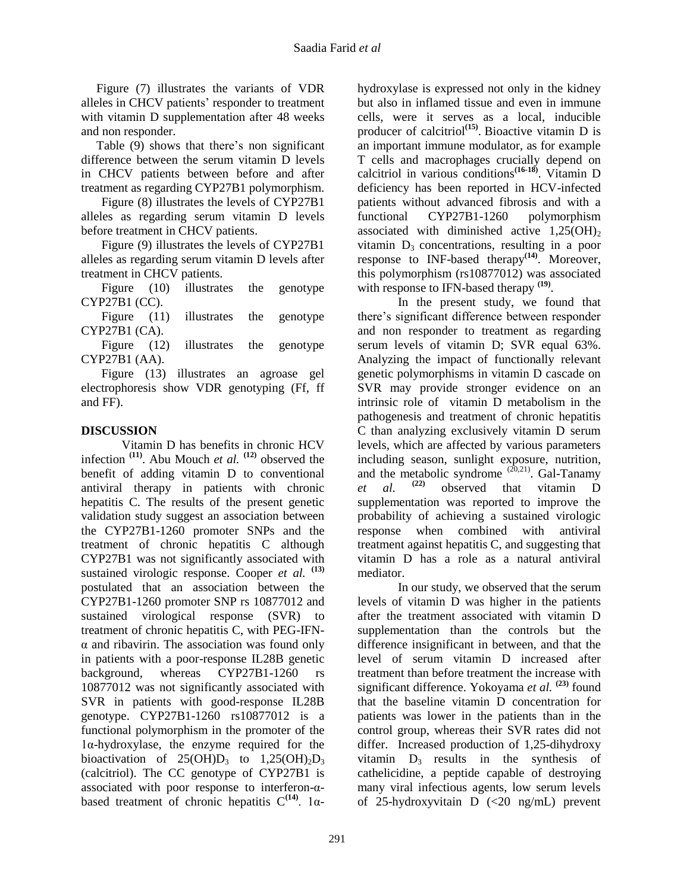Figure (7) illustrates the variants of VDR alleles in CHCV patients' responder to treatment with vitamin D supplementation after 48 weeks and non responder.

Table (9) shows that there's non significant difference between the serum vitamin D levels in CHCV patients between before and after treatment as regarding CYP27B1 polymorphism.

Figure (8) illustrates the levels of CYP27B1 alleles as regarding serum vitamin D levels before treatment in CHCV patients.

Figure (9) illustrates the levels of CYP27B1 alleles as regarding serum vitamin D levels after treatment in CHCV patients.

Figure (10) illustrates the genotype CYP27B1 (CC).

Figure (11) illustrates the genotype CYP27B1 (CA).

Figure (12) illustrates the genotype CYP27B1 (AA).

Figure (13) illustrates an agroase gel electrophoresis show VDR genotyping (Ff, ff and FF).

## DISCUSSION

Vitamin D has benefits in chronic HCV infection [(11)]. Abu Mouch *et al.* [(12)] observed the benefit of adding vitamin D to conventional antiviral therapy in patients with chronic hepatitis C. The results of the present genetic validation study suggest an association between the CYP27B1-1260 promoter SNPs and the treatment of chronic hepatitis C although CYP27B1 was not significantly associated with sustained virologic response. Cooper *et al.* [(13)] postulated that an association between the CYP27B1-1260 promoter SNP rs 10877012 and sustained virological response (SVR) to treatment of chronic hepatitis C, with PEG-IFN-α and ribavirin. The association was found only in patients with a poor-response IL28B genetic background, whereas CYP27B1-1260 rs 10877012 was not significantly associated with SVR in patients with good-response IL28B genotype. CYP27B1-1260 rs10877012 is a functional polymorphism in the promoter of the 1α-hydroxylase, the enzyme required for the bioactivation of $25(OH)D_3$ to $1,25(OH)_2D_3$ (calcitriol). The CC genotype of CYP27B1 is associated with poor response to interferon-α-based treatment of chronic hepatitis C[(14)]. 1α-hydroxylase is expressed not only in the kidney but also in inflamed tissue and even in immune cells, were it serves as a local, inducible producer of calcitriol[(15)]. Bioactive vitamin D is an important immune modulator, as for example T cells and macrophages crucially depend on calcitriol in various conditions[(16-18)]. Vitamin D deficiency has been reported in HCV-infected patients without advanced fibrosis and with a functional CYP27B1-1260 polymorphism associated with diminished active $1,25(OH)_2$ vitamin $D_3$ concentrations, resulting in a poor response to INF-based therapy[(14)]. Moreover, this polymorphism (rs10877012) was associated with response to IFN-based therapy [(19)].

In the present study, we found that there's significant difference between responder and non responder to treatment as regarding serum levels of vitamin D; SVR equal 63%. Analyzing the impact of functionally relevant genetic polymorphisms in vitamin D cascade on SVR may provide stronger evidence on an intrinsic role of vitamin D metabolism in the pathogenesis and treatment of chronic hepatitis C than analyzing exclusively vitamin D serum levels, which are affected by various parameters including season, sunlight exposure, nutrition, and the metabolic syndrome [(20,21)]. Gal-Tanamy *et al.* [(22)] observed that vitamin D supplementation was reported to improve the probability of achieving a sustained virologic response when combined with antiviral treatment against hepatitis C, and suggesting that vitamin D has a role as a natural antiviral mediator.

In our study, we observed that the serum levels of vitamin D was higher in the patients after the treatment associated with vitamin D supplementation than the controls but the difference insignificant in between, and that the level of serum vitamin D increased after treatment than before treatment the increase with significant difference. Yokoyama *et al.* [(23)] found that the baseline vitamin D concentration for patients was lower in the patients than in the control group, whereas their SVR rates did not differ. Increased production of 1,25-dihydroxy vitamin $D_3$ results in the synthesis of cathelicidine, a peptide capable of destroying many viral infectious agents, low serum levels of 25-hydroxyvitain D (<20 ng/mL) prevent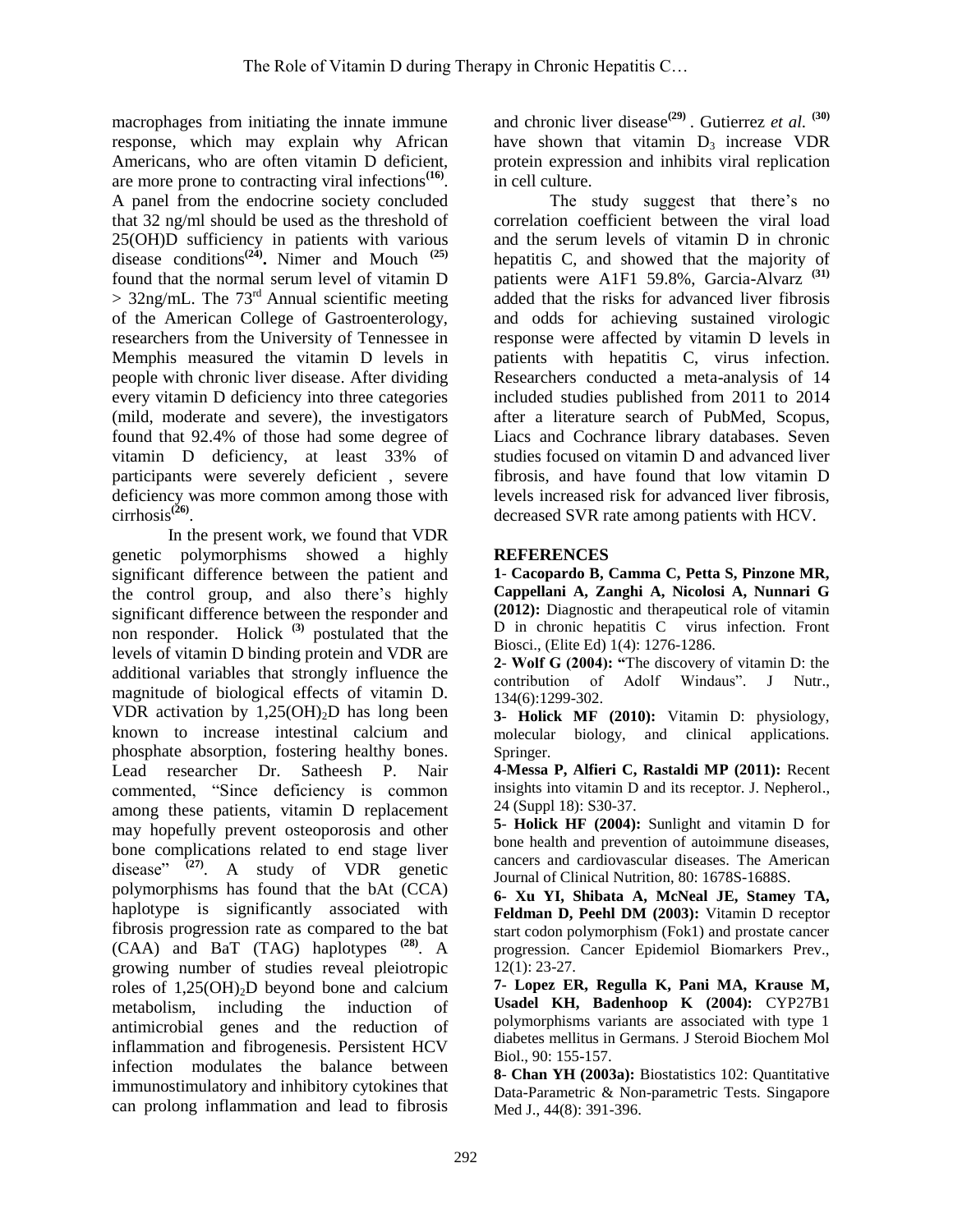macrophages from initiating the innate immune response, which may explain why African Americans, who are often vitamin D deficient, are more prone to contracting viral infections[16]. A panel from the endocrine society concluded that 32 ng/ml should be used as the threshold of 25(OH)D sufficiency in patients with various disease conditions[24]. Nimer and Mouch [25] found that the normal serum level of vitamin D > 32ng/mL. The 73rd Annual scientific meeting of the American College of Gastroenterology, researchers from the University of Tennessee in Memphis measured the vitamin D levels in people with chronic liver disease. After dividing every vitamin D deficiency into three categories (mild, moderate and severe), the investigators found that 92.4% of those had some degree of vitamin D deficiency, at least 33% of participants were severely deficient , severe deficiency was more common among those with cirrhosis[26].

In the present work, we found that VDR genetic polymorphisms showed a highly significant difference between the patient and the control group, and also there's highly significant difference between the responder and non responder. Holick [3] postulated that the levels of vitamin D binding protein and VDR are additional variables that strongly influence the magnitude of biological effects of vitamin D. VDR activation by $1,25(OH)_2D$ has long been known to increase intestinal calcium and phosphate absorption, fostering healthy bones. Lead researcher Dr. Satheesh P. Nair commented, "Since deficiency is common among these patients, vitamin D replacement may hopefully prevent osteoporosis and other bone complications related to end stage liver disease" [27]. A study of VDR genetic polymorphisms has found that the bAt (CCA) haplotype is significantly associated with fibrosis progression rate as compared to the bat (CAA) and BaT (TAG) haplotypes [28]. A growing number of studies reveal pleiotropic roles of $1,25(OH)_2D$ beyond bone and calcium metabolism, including the induction of antimicrobial genes and the reduction of inflammation and fibrogenesis. Persistent HCV infection modulates the balance between immunostimulatory and inhibitory cytokines that can prolong inflammation and lead to fibrosis and chronic liver disease[29] . Gutierrez *et al.* [30] have shown that vitamin $D_3$ increase VDR protein expression and inhibits viral replication in cell culture.

The study suggest that there's no correlation coefficient between the viral load and the serum levels of vitamin D in chronic hepatitis C, and showed that the majority of patients were A1F1 59.8%, Garcia-Alvarz [31] added that the risks for advanced liver fibrosis and odds for achieving sustained virologic response were affected by vitamin D levels in patients with hepatitis C, virus infection. Researchers conducted a meta-analysis of 14 included studies published from 2011 to 2014 after a literature search of PubMed, Scopus, Liacs and Cochrance library databases. Seven studies focused on vitamin D and advanced liver fibrosis, and have found that low vitamin D levels increased risk for advanced liver fibrosis, decreased SVR rate among patients with HCV.

## REFERENCES

1- **Cacopardo B, Camma C, Petta S, Pinzone MR, Cappellani A, Zanghi A, Nicolosi A, Nunnari G (2012):** Diagnostic and therapeutical role of vitamin D in chronic hepatitis C virus infection. Front Biosci., (Elite Ed) 1(4): 1276-1286.

2- **Wolf G (2004): "**The discovery of vitamin D: the contribution of Adolf Windaus". J Nutr., 134(6):1299-302.

3- **Holick MF (2010):** Vitamin D: physiology, molecular biology, and clinical applications. Springer.

4-**Messa P, Alfieri C, Rastaldi MP (2011):** Recent insights into vitamin D and its receptor. J. Nepherol., 24 (Suppl 18): S30-37.

5- **Holick HF (2004):** Sunlight and vitamin D for bone health and prevention of autoimmune diseases, cancers and cardiovascular diseases. The American Journal of Clinical Nutrition, 80: 1678S-1688S.

6- **Xu YI, Shibata A, McNeal JE, Stamey TA, Feldman D, Peehl DM (2003):** Vitamin D receptor start codon polymorphism (Fok1) and prostate cancer progression. Cancer Epidemiol Biomarkers Prev., 12(1): 23-27.

7- **Lopez ER, Regulla K, Pani MA, Krause M, Usadel KH, Badenhoop K (2004):** CYP27B1 polymorphisms variants are associated with type 1 diabetes mellitus in Germans. J Steroid Biochem Mol Biol., 90: 155-157.

8- **Chan YH (2003a):** Biostatistics 102: Quantitative Data-Parametric & Non-parametric Tests. Singapore Med J., 44(8): 391-396.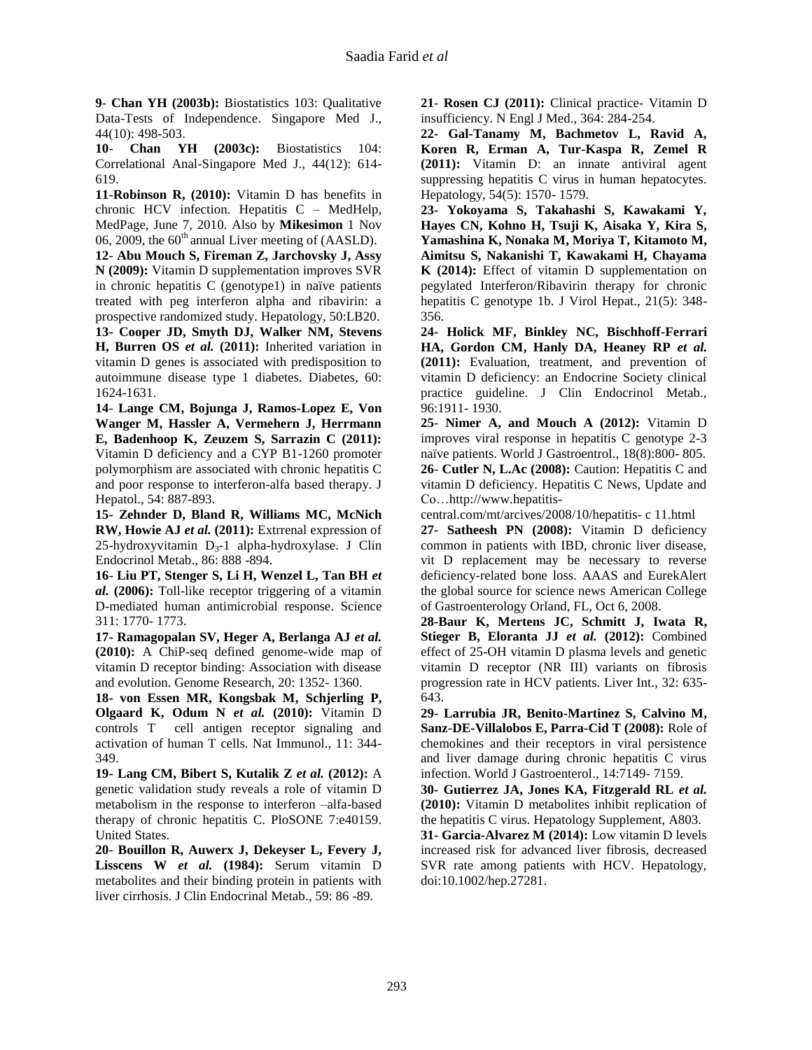**9**- **Chan YH (2003b):** Biostatistics 103: Qualitative Data-Tests of Independence. Singapore Med J., 44(10): 498-503.

**10**- **Chan YH (2003c):** Biostatistics 104: Correlational Anal-Singapore Med J., 44(12): 614-619.

**11-Robinson R, (2010):** Vitamin D has benefits in chronic HCV infection. Hepatitis C – MedHelp, MedPage, June 7, 2010. Also by **Mikesimon** 1 Nov 06, 2009, the 60th annual Liver meeting of (AASLD).

**12**- **Abu Mouch S, Fireman Z, Jarchovsky J, Assy N (2009):** Vitamin D supplementation improves SVR in chronic hepatitis C (genotype1) in naïve patients treated with peg interferon alpha and ribavirin: a prospective randomized study. Hepatology, 50:LB20.

**13- Cooper JD, Smyth DJ, Walker NM, Stevens H, Burren OS** ***et al.*** **(2011):** Inherited variation in vitamin D genes is associated with predisposition to autoimmune disease type 1 diabetes. Diabetes, 60: 1624-1631.

**14**- **Lange CM, Bojunga J, Ramos-Lopez E, Von Wanger M, Hassler A, Vermehern J, Herrmann E, Badenhoop K, Zeuzem S, Sarrazin C (2011):** Vitamin D deficiency and a CYP B1-1260 promoter polymorphism are associated with chronic hepatitis C and poor response to interferon-alfa based therapy. J Hepatol., 54: 887-893.

**15- Zehnder D, Bland R, Williams MC, McNich RW, Howie AJ** ***et al.*** **(2011):** Extrrenal expression of 25-hydroxyvitamin $D_3$-1 alpha-hydroxylase. J Clin Endocrinol Metab., 86: 888 -894.

**16**- **Liu PT, Stenger S, Li H, Wenzel L, Tan BH** ***et al.*** **(2006):** Toll-like receptor triggering of a vitamin D-mediated human antimicrobial response. Science 311: 1770- 1773.

**17- Ramagopalan SV, Heger A, Berlanga AJ** ***et al.*** **(2010):** A ChiP-seq defined genome-wide map of vitamin D receptor binding: Association with disease and evolution. Genome Research, 20: 1352- 1360.

**18- von Essen MR, Kongsbak M, Schjerling P, Olgaard K, Odum N** ***et al.*** **(2010):** Vitamin D controls T cell antigen receptor signaling and activation of human T cells. Nat Immunol., 11: 344-349.

**19- Lang CM, Bibert S, Kutalik Z** ***et al.*** **(2012):** A genetic validation study reveals a role of vitamin D metabolism in the response to interferon –alfa-based therapy of chronic hepatitis C. PloSONE 7:e40159. United States.

**20**- **Bouillon R, Auwerx J, Dekeyser L, Fevery J, Lisscens W** ***et al.*** **(1984):** Serum vitamin D metabolites and their binding protein in patients with liver cirrhosis. J Clin Endocrinal Metab., 59: 86 -89.

**21**- **Rosen CJ (2011):** Clinical practice- Vitamin D insufficiency. N Engl J Med., 364: 284-254.

**22- Gal-Tanamy M, Bachmetov L, Ravid A, Koren R, Erman A, Tur-Kaspa R, Zemel R (2011):** Vitamin D: an innate antiviral agent suppressing hepatitis C virus in human hepatocytes. Hepatology, 54(5): 1570- 1579.

**23- Yokoyama S, Takahashi S, Kawakami Y, Hayes CN, Kohno H, Tsuji K, Aisaka Y, Kira S, Yamashina K, Nonaka M, Moriya T, Kitamoto M, Aimitsu S, Nakanishi T, Kawakami H, Chayama K (2014):** Effect of vitamin D supplementation on pegylated Interferon/Ribavirin therapy for chronic hepatitis C genotype 1b. J Virol Hepat., 21(5): 348-356.

**24- Holick MF, Binkley NC, Bischhoff-Ferrari HA, Gordon CM, Hanly DA, Heaney RP** ***et al.*** **(2011):** Evaluation, treatment, and prevention of vitamin D deficiency: an Endocrine Society clinical practice guideline. J Clin Endocrinol Metab., 96:1911- 1930.

**25**- **Nimer A, and Mouch A (2012):** Vitamin D improves viral response in hepatitis C genotype 2-3 naïve patients. World J Gastroentrol., 18(8):800- 805.

**26**- **Cutler N, L.Ac (2008):** Caution: Hepatitis C and vitamin D deficiency. Hepatitis C News, Update and Co…http://www.hepatitis-central.com/mt/arcives/2008/10/hepatitis- c 11.html

**27**- **Satheesh PN (2008):** Vitamin D deficiency common in patients with IBD, chronic liver disease, vit D replacement may be necessary to reverse deficiency-related bone loss. AAAS and EurekAlert the global source for science news American College of Gastroenterology Orland, FL, Oct 6, 2008.

**28-Baur K, Mertens JC, Schmitt J, Iwata R, Stieger B, Eloranta JJ** ***et al.*** **(2012):** Combined effect of 25-OH vitamin D plasma levels and genetic vitamin D receptor (NR III) variants on fibrosis progression rate in HCV patients. Liver Int., 32: 635-643.

**29- Larrubia JR, Benito-Martinez S, Calvino M, Sanz-DE-Villalobos E, Parra-Cid T (2008):** Role of chemokines and their receptors in viral persistence and liver damage during chronic hepatitis C virus infection. World J Gastroenterol., 14:7149- 7159.

**30- Gutierrez JA, Jones KA, Fitzgerald RL** ***et al.*** **(2010):** Vitamin D metabolites inhibit replication of the hepatitis C virus. Hepatology Supplement, A803.

**31**- **Garcia-Alvarez M (2014):** Low vitamin D levels increased risk for advanced liver fibrosis, decreased SVR rate among patients with HCV. Hepatology, doi:10.1002/hep.27281.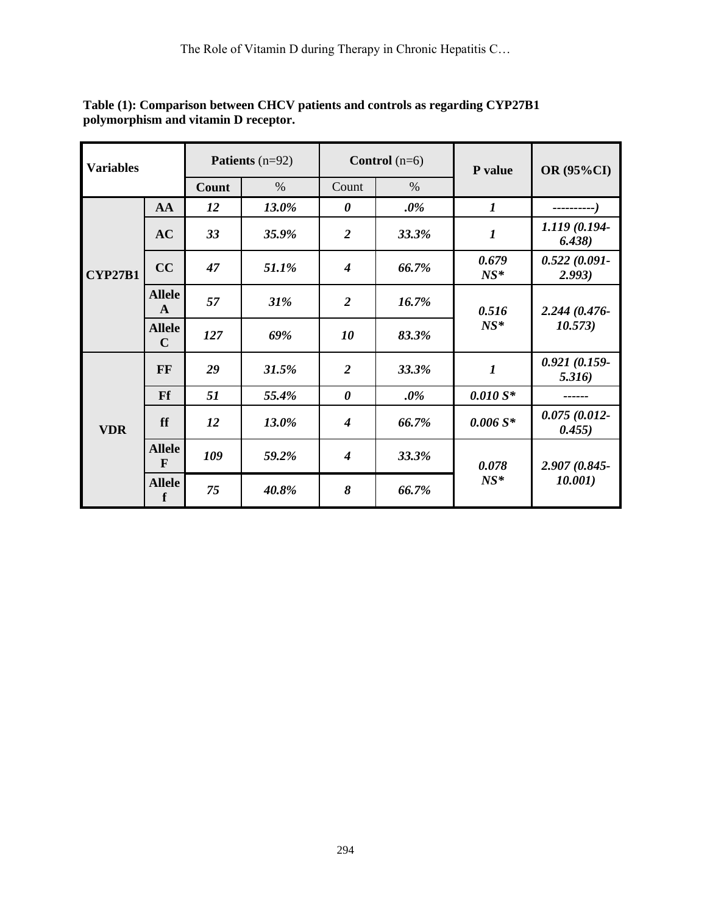**Table (1): Comparison between CHCV patients and controls as regarding CYP27B1 polymorphism and vitamin D receptor.**

| Variables | | Patients (n=92) | | Control (n=6) | | P value | OR (95%CI) |
|---|---|---|---|---|---|---|---|
| | | Count | % | Count | % | | |
| CYP27B1 | AA | 12 | 13.0% | 0 | .0% | 1 | ----------) |
| | AC | 33 | 35.9% | 2 | 33.3% | 1 | 1.119 (0.194-6.438) |
| | CC | 47 | 51.1% | 4 | 66.7% | 0.679 NS* | 0.522 (0.091-2.993) |
| | Allele A | 57 | 31% | 2 | 16.7% | 0.516 NS* | 2.244 (0.476-10.573) |
| | Allele C | 127 | 69% | 10 | 83.3% | | |
| VDR | FF | 29 | 31.5% | 2 | 33.3% | 1 | 0.921 (0.159-5.316) |
| | Ff | 51 | 55.4% | 0 | .0% | 0.010 S* | ------ |
| | ff | 12 | 13.0% | 4 | 66.7% | 0.006 S* | 0.075 (0.012-0.455) |
| | Allele F | 109 | 59.2% | 4 | 33.3% | 0.078 NS* | 2.907 (0.845-10.001) |
| | Allele f | 75 | 40.8% | 8 | 66.7% | | |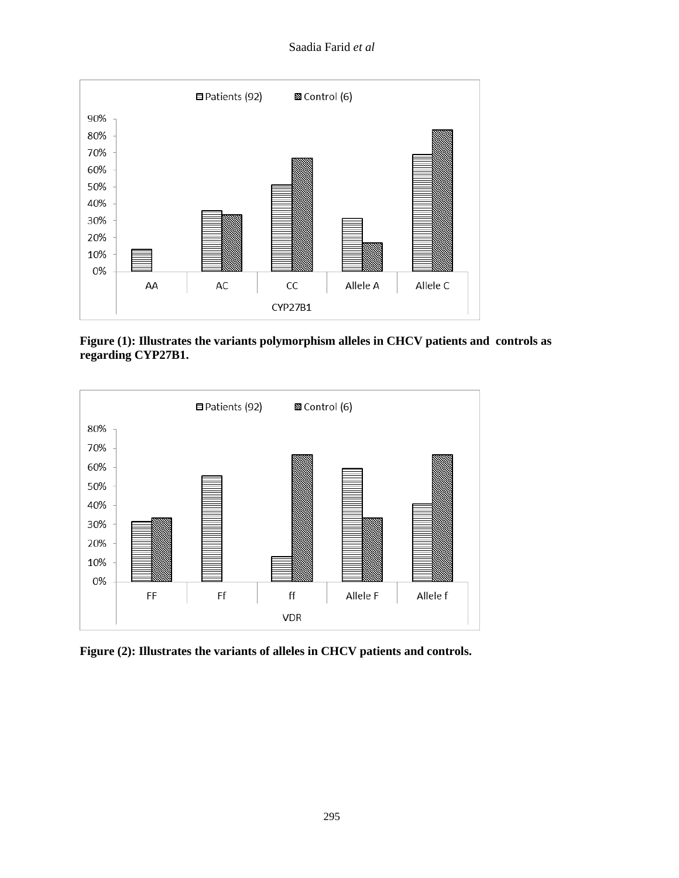Patients (92)
Control (6)

90%
80%
70%
60%
50%
40%
30%
20%
10%
0%

AA
AC
CC
Allele A
Allele C

CYP27B1

**Figure (1): Illustrates the variants polymorphism alleles in CHCV patients and controls as regarding CYP27B1.**

Patients (92)
Control (6)

80%
70%
60%
50%
40%
30%
20%
10%
0%

FF
Ff
ff
Allele F
Allele f

VDR

**Figure (2): Illustrates the variants of alleles in CHCV patients and controls.**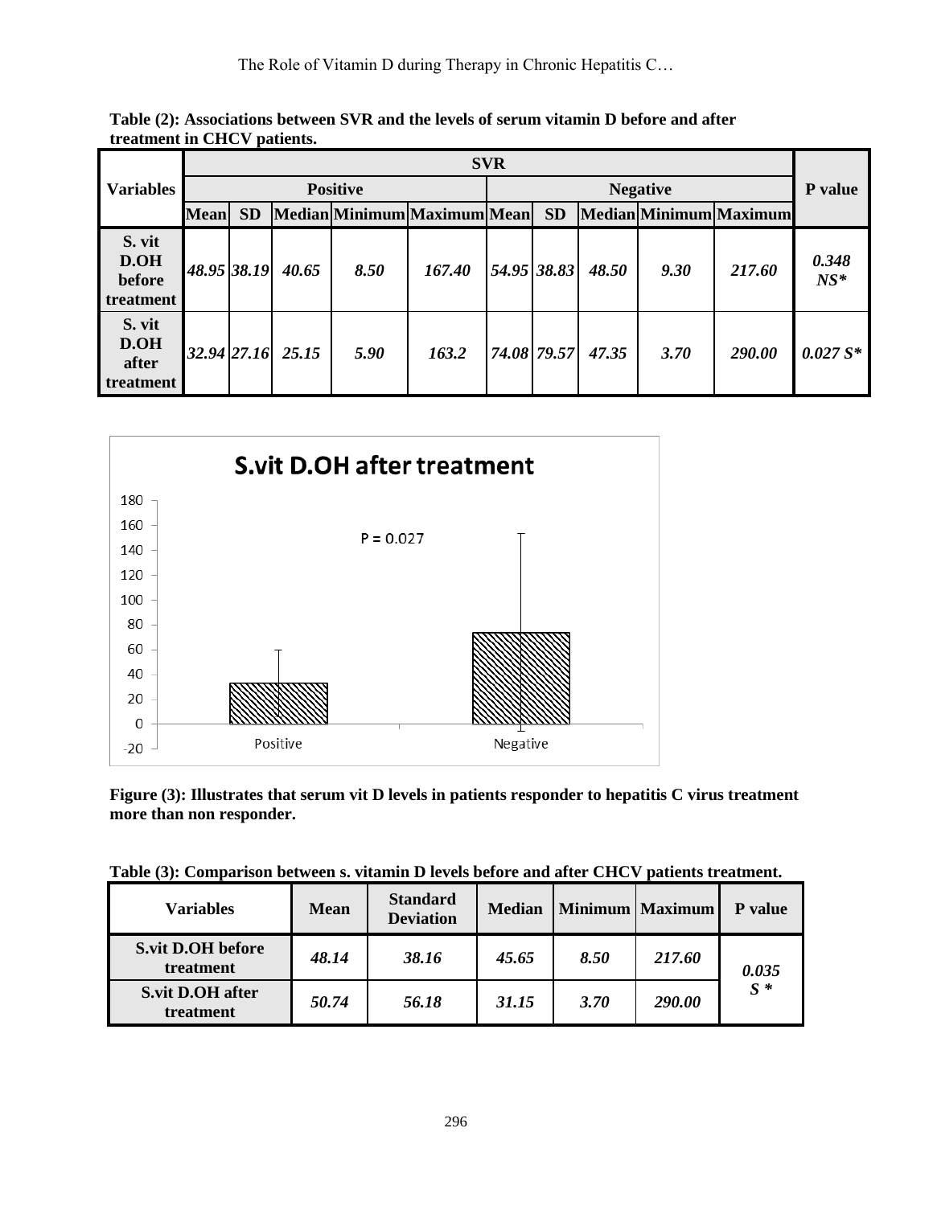**Table (2): Associations between SVR and the levels of serum vitamin D before and after treatment in CHCV patients.**

| Variables | SVR | | | | | | | | | | P value |
|---|---|---|---|---|---|---|---|---|---|---|---|
| | Positive | | | | | Negative | | | | | |
| | Mean | SD | Median | Minimum | Maximum | Mean | SD | Median | Minimum | Maximum | |
| S. vit D.OH before treatment | *48.95* | *38.19* | *40.65* | *8.50* | *167.40* | *54.95* | *38.83* | *48.50* | *9.30* | *217.60* | *0.348 NS** |
| S. vit D.OH after treatment | *32.94* | *27.16* | *25.15* | *5.90* | *163.2* | *74.08* | *79.57* | *47.35* | *3.70* | *290.00* | *0.027 S** |

S.vit D.OH after treatment

P = 0.027

180
160
140
120
100
80
60
40
20
0
-20

Positive
Negative

**Figure (3): Illustrates that serum vit D levels in patients responder to hepatitis C virus treatment more than non responder.**

**Table (3): Comparison between s. vitamin D levels before and after CHCV patients treatment.**

| Variables | Mean | Standard Deviation | Median | Minimum | Maximum | P value |
|---|---|---|---|---|---|---|
| S.vit D.OH before treatment | *48.14* | *38.16* | *45.65* | *8.50* | *217.60* | *0.035 S ** |
| S.vit D.OH after treatment | *50.74* | *56.18* | *31.15* | *3.70* | *290.00* | |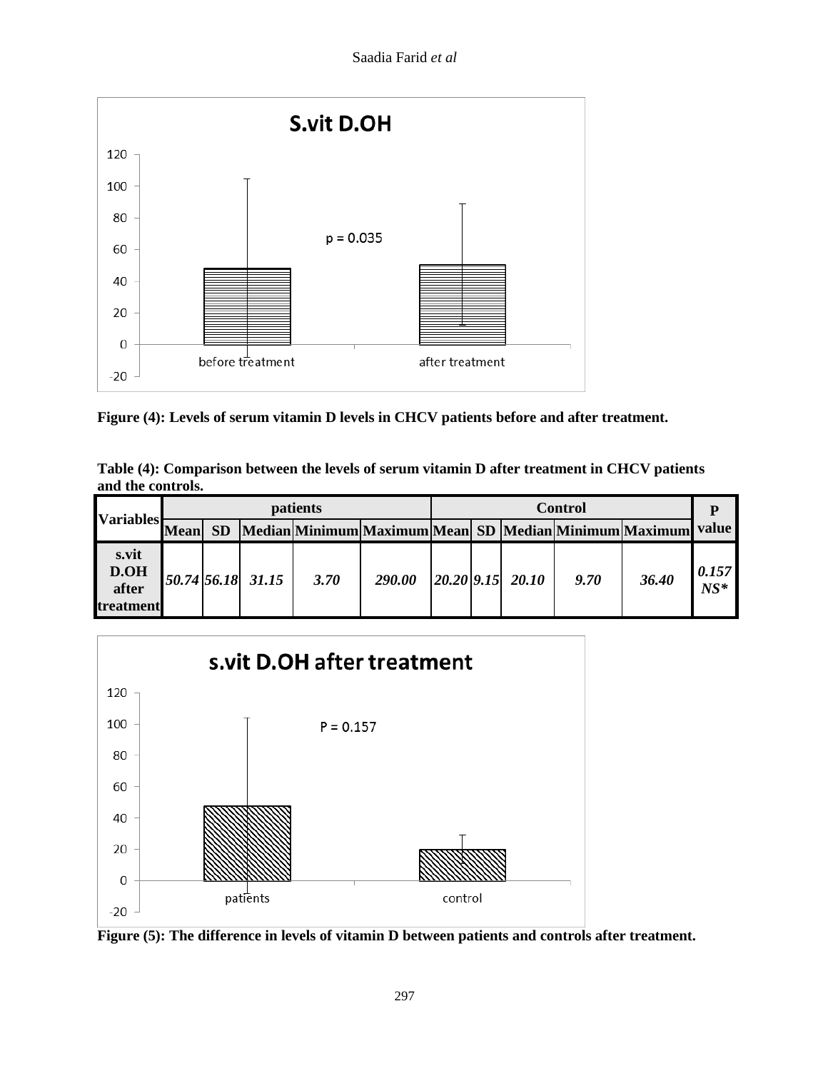S.vit D.OH

120
100
80
60
40
20
0
-20

p = 0.035

before treatment
after treatment

**Figure (4): Levels of serum vitamin D levels in CHCV patients before and after treatment.**

**Table (4): Comparison between the levels of serum vitamin D after treatment in CHCV patients and the controls.**

| Variables | patients | | | | | Control | | | | | P value |
|---|---|---|---|---|---|---|---|---|---|---|---|
| | Mean | SD | Median | Minimum | Maximum | Mean | SD | Median | Minimum | Maximum | |
| **s.vit D.OH after treatment** | *50.74* | *56.18* | *31.15* | *3.70* | *290.00* | *20.20* | *9.15* | *20.10* | *9.70* | *36.40* | *0.157 NS** |

s.vit D.OH after treatment

120
100
80
60
40
20
0
-20

P = 0.157

patients
control

**Figure (5): The difference in levels of vitamin D between patients and controls after treatment.**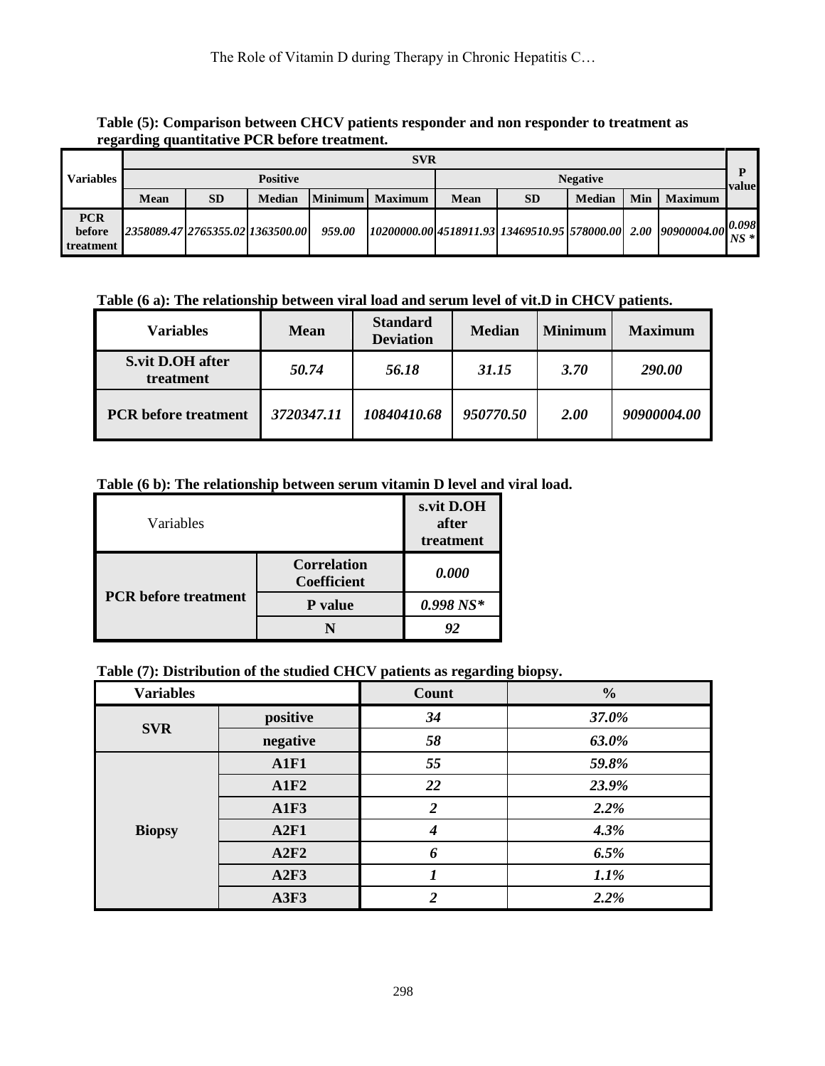**Table (5): Comparison between CHCV patients responder and non responder to treatment as regarding quantitative PCR before treatment.**

| Variables | SVR | | | | | | | | | | P value |
|---|---|---|---|---|---|---|---|---|---|---|---|
| | Positive | | | | | Negative | | | | | |
| | Mean | SD | Median | Minimum | Maximum | Mean | SD | Median | Min | Maximum | |
| **PCR before treatment** | *2358089.47* | *2765355.02* | *1363500.00* | *959.00* | *10200000.00* | *4518911.93* | *13469510.95* | *578000.00* | *2.00* | *90900004.00* | *0.098 NS ** |

**Table (6 a): The relationship between viral load and serum level of vit.D in CHCV patients.**

| Variables | Mean | Standard Deviation | Median | Minimum | Maximum |
|---|---|---|---|---|---|
| **S.vit D.OH after treatment** | *50.74* | *56.18* | *31.15* | *3.70* | *290.00* |
| **PCR before treatment** | *3720347.11* | *10840410.68* | *950770.50* | *2.00* | *90900004.00* |

**Table (6 b): The relationship between serum vitamin D level and viral load.**

| Variables | | s.vit D.OH after treatment |
|---|---|---|
| **PCR before treatment** | **Correlation Coefficient** | *0.000* |
| | **P value** | *0.998 NS** |
| | **N** | *92* |

**Table (7): Distribution of the studied CHCV patients as regarding biopsy.**

| Variables | | Count | % |
|---|---|---|---|
| **SVR** | **positive** | *34* | *37.0%* |
| | **negative** | *58* | *63.0%* |
| **Biopsy** | **A1F1** | *55* | *59.8%* |
| | **A1F2** | *22* | *23.9%* |
| | **A1F3** | *2* | *2.2%* |
| | **A2F1** | *4* | *4.3%* |
| | **A2F2** | *6* | *6.5%* |
| | **A2F3** | *1* | *1.1%* |
| | **A3F3** | *2* | *2.2%* |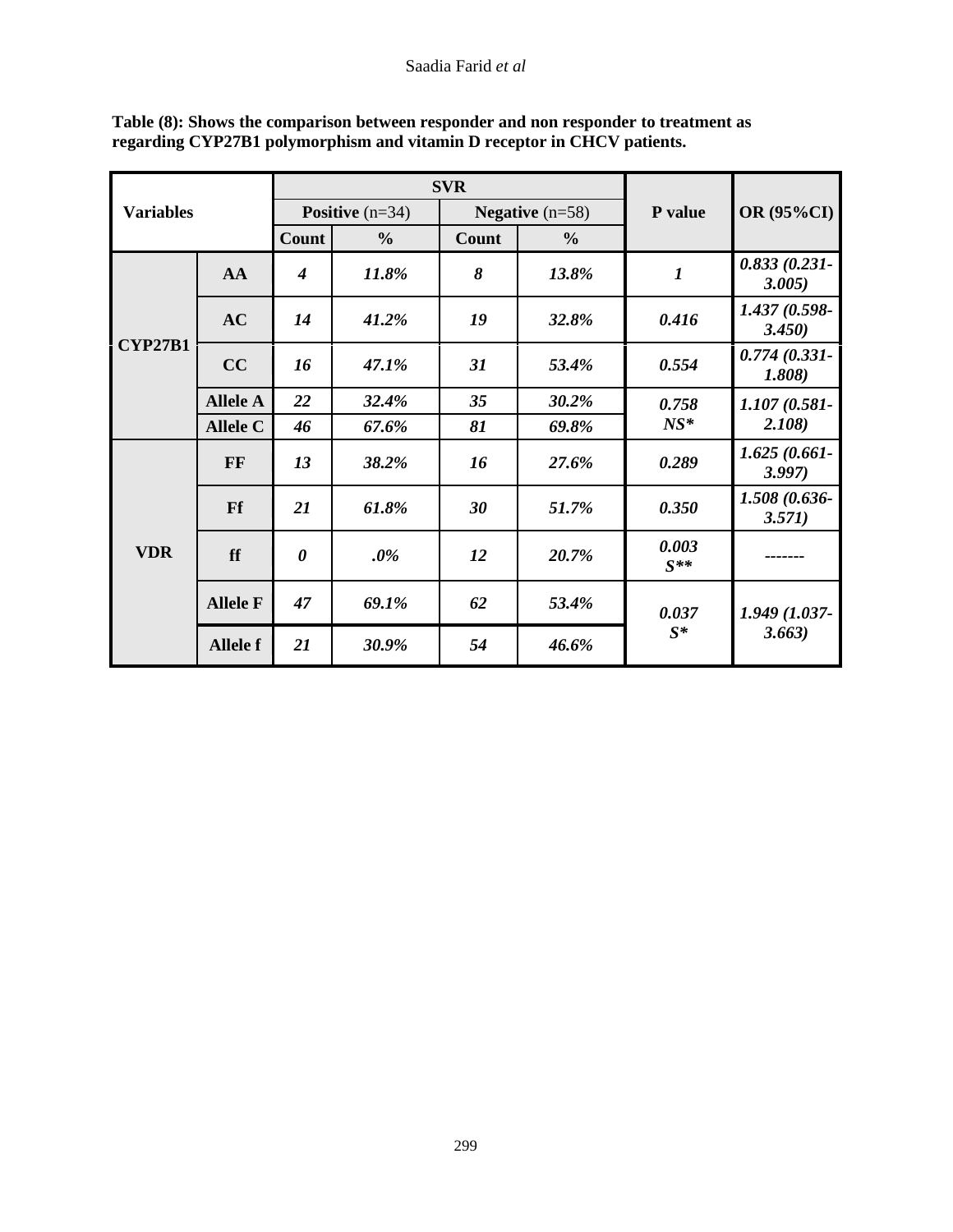**Table (8): Shows the comparison between responder and non responder to treatment as regarding CYP27B1 polymorphism and vitamin D receptor in CHCV patients.**

| Variables | | SVR | | | | P value | OR (95%CI) |
|---|---|---|---|---|---|---|---|
| | | **Positive** (n=34) | | **Negative** (n=58) | | | |
| | | Count | % | Count | % | | |
| CYP27B1 | AA | *4* | *11.8%* | *8* | *13.8%* | *1* | *0.833 (0.231-3.005)* |
| | AC | *14* | *41.2%* | *19* | *32.8%* | *0.416* | *1.437 (0.598-3.450)* |
| | CC | *16* | *47.1%* | *31* | *53.4%* | *0.554* | *0.774 (0.331-1.808)* |
| | Allele A | *22* | *32.4%* | *35* | *30.2%* | *0.758 NS** | *1.107 (0.581-2.108)* |
| | Allele C | *46* | *67.6%* | *81* | *69.8%* | | |
| VDR | FF | *13* | *38.2%* | *16* | *27.6%* | *0.289* | *1.625 (0.661-3.997)* |
| | Ff | *21* | *61.8%* | *30* | *51.7%* | *0.350* | *1.508 (0.636-3.571)* |
| | ff | *0* | *.0%* | *12* | *20.7%* | *0.003 S*** | ------- |
| | Allele F | *47* | *69.1%* | *62* | *53.4%* | *0.037 S** | *1.949 (1.037-3.663)* |
| | Allele f | *21* | *30.9%* | *54* | *46.6%* | | |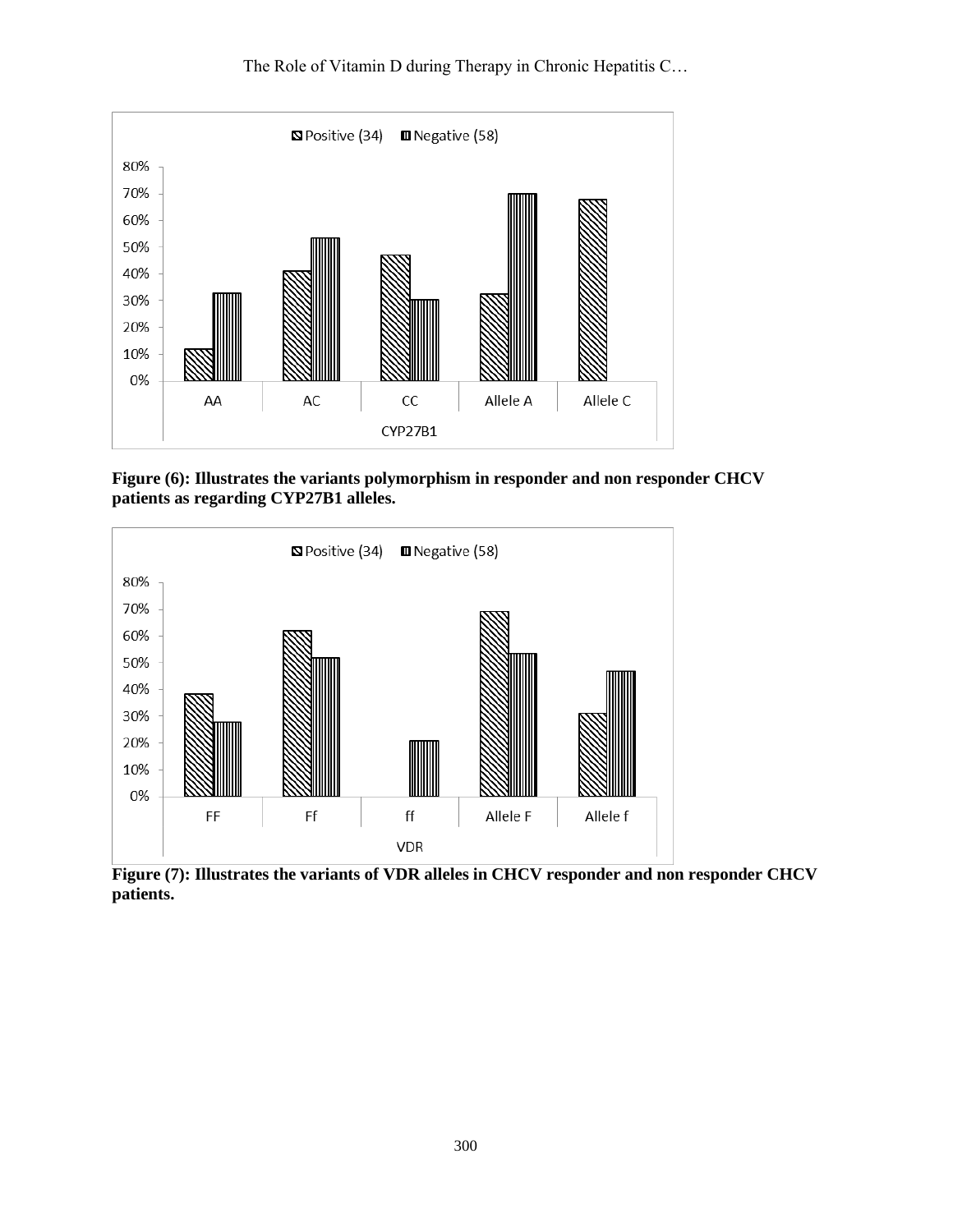Positive (34)
Negative (58)

80%
70%
60%
50%
40%
30%
20%
10%
0%

AA
AC
CC
Allele A
Allele C

CYP27B1

**Figure (6): Illustrates the variants polymorphism in responder and non responder CHCV patients as regarding CYP27B1 alleles.**

Positive (34)
Negative (58)

80%
70%
60%
50%
40%
30%
20%
10%
0%

FF
Ff
ff
Allele F
Allele f

VDR

**Figure (7): Illustrates the variants of VDR alleles in CHCV responder and non responder CHCV patients.**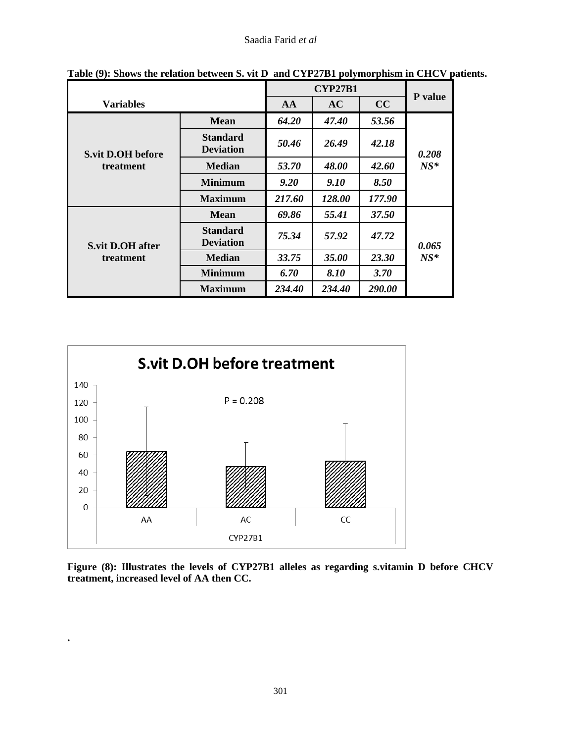**Table (9): Shows the relation between S. vit D and CYP27B1 polymorphism in CHCV patients.**

| Variables | | CYP27B1 | | | P value |
|---|---|---|---|---|---|
| | | AA | AC | CC | |
| S.vit D.OH before treatment | Mean | *64.20* | *47.40* | *53.56* | *0.208 NS** |
| | Standard Deviation | *50.46* | *26.49* | *42.18* | |
| | Median | *53.70* | *48.00* | *42.60* | |
| | Minimum | *9.20* | *9.10* | *8.50* | |
| | Maximum | *217.60* | *128.00* | *177.90* | |
| S.vit D.OH after treatment | Mean | *69.86* | *55.41* | *37.50* | *0.065 NS** |
| | Standard Deviation | *75.34* | *57.92* | *47.72* | |
| | Median | *33.75* | *35.00* | *23.30* | |
| | Minimum | *6.70* | *8.10* | *3.70* | |
| | Maximum | *234.40* | *234.40* | *290.00* | |

S.vit D.OH before treatment

P = 0.208

140
120
100
80
60
40
20
0

AA
AC
CC

CYP27B1

**Figure (8): Illustrates the levels of CYP27B1 alleles as regarding s.vitamin D before CHCV treatment, increased level of AA then CC.**

.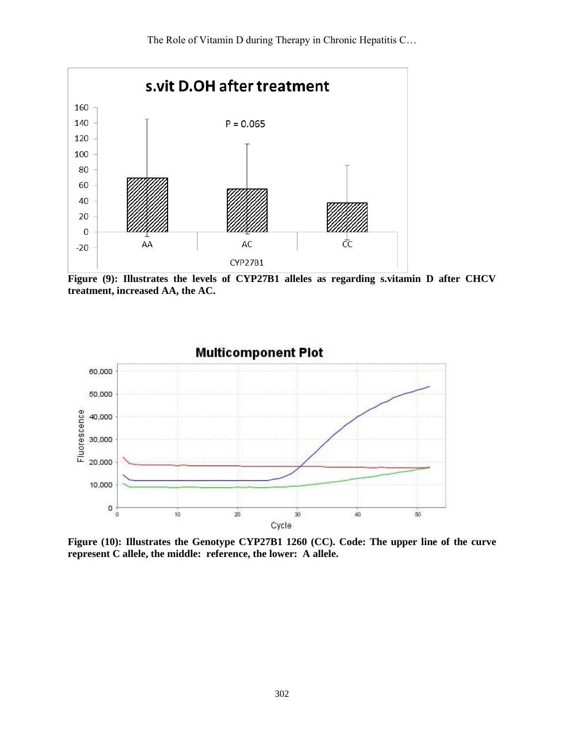s.vit D.OH after treatment

160
140
120
100
80
60
40
20
0
-20

P = 0.065

AA
AC
CC

CYP27B1

**Figure (9): Illustrates the levels of CYP27B1 alleles as regarding s.vitamin D after CHCV treatment, increased AA, the AC.**

Multicomponent Plot

Fluorescence

60,000
50,000
40,000
30,000
20,000
10,000
0

0
10
20
30
40
50

Cycle

**Figure (10): Illustrates the Genotype CYP27B1 1260 (CC). Code: The upper line of the curve represent C allele, the middle: reference, the lower: A allele.**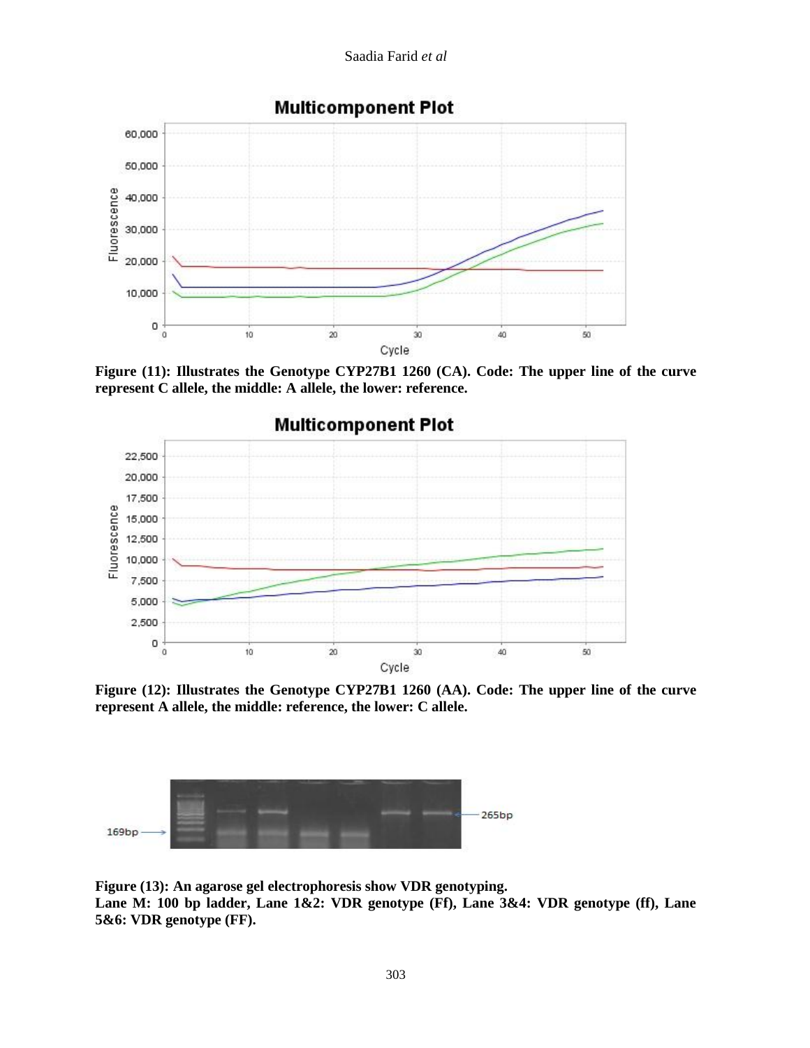Multicomponent Plot

Fluorescence

60,000
50,000
40,000
30,000
20,000
10,000
0

0 10 20 30 40 50

Cycle

**Figure (11): Illustrates the Genotype CYP27B1 1260 (CA). Code: The upper line of the curve represent C allele, the middle: A allele, the lower: reference.**

Multicomponent Plot

Fluorescence

22,500
20,000
17,500
15,000
12,500
10,000
7,500
5,000
2,500
0

0 10 20 30 40 50

Cycle

**Figure (12): Illustrates the Genotype CYP27B1 1260 (AA). Code: The upper line of the curve represent A allele, the middle: reference, the lower: C allele.**

169bp

265bp

**Figure (13): An agarose gel electrophoresis show VDR genotyping.**
**Lane M: 100 bp ladder, Lane 1&2: VDR genotype (Ff), Lane 3&4: VDR genotype (ff), Lane 5&6: VDR genotype (FF).**